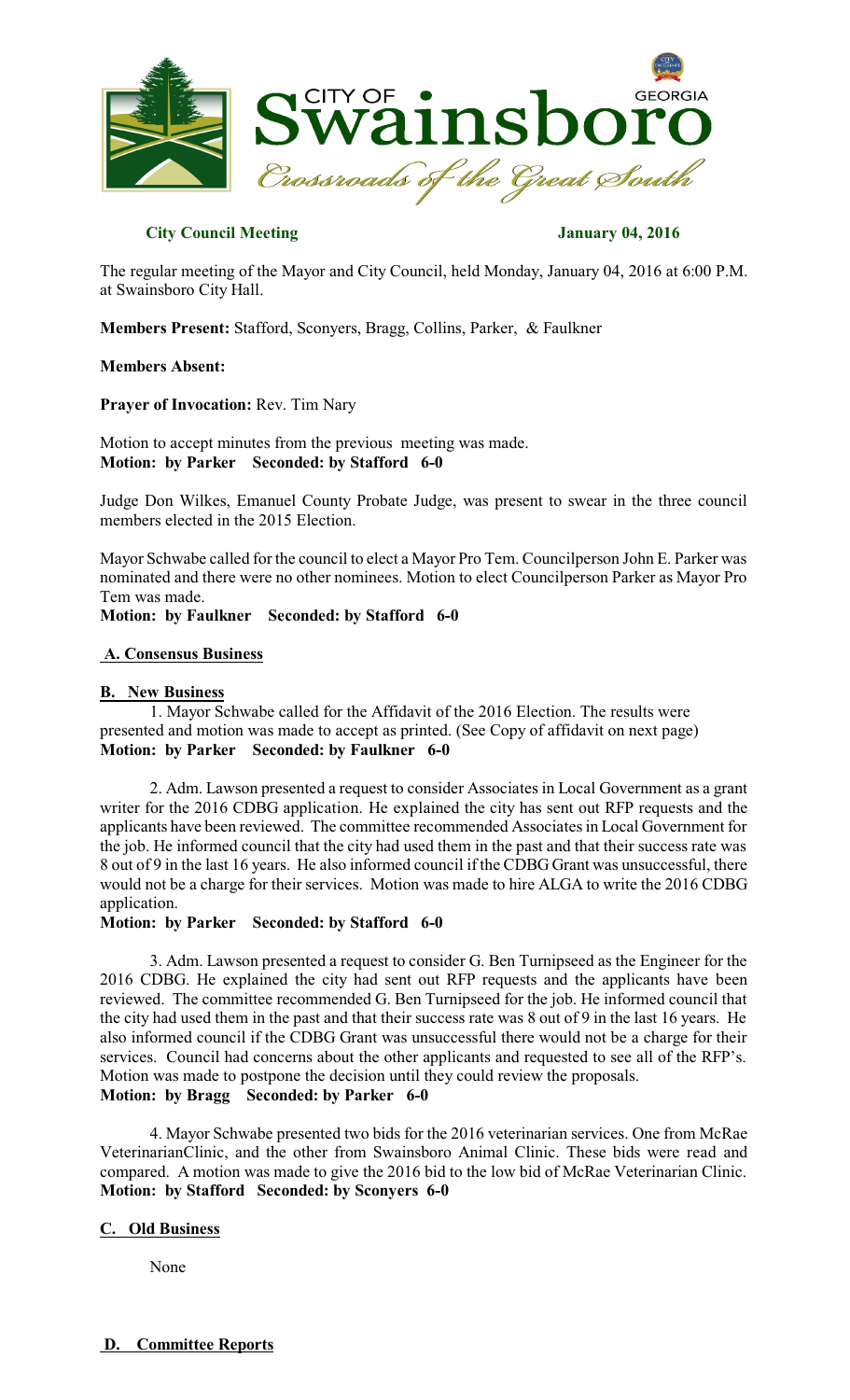# City of Swainsboro, Georgia

*Crossroads of the Great South*

**City Council Meeting** **January 04, 2016**

The regular meeting of the Mayor and City Council, held Monday, January 04, 2016 at 6:00 P.M. at Swainsboro City Hall.

**Members Present:** Stafford, Sconyers, Bragg, Collins, Parker, & Faulkner

**Members Absent:**

**Prayer of Invocation:** Rev. Tim Nary

Motion to accept minutes from the previous meeting was made.
**Motion: by Parker Seconded: by Stafford 6-0**

Judge Don Wilkes, Emanuel County Probate Judge, was present to swear in the three council members elected in the 2015 Election.

Mayor Schwabe called for the council to elect a Mayor Pro Tem. Councilperson John E. Parker was nominated and there were no other nominees. Motion to elect Councilperson Parker as Mayor Pro Tem was made.
**Motion: by Faulkner Seconded: by Stafford 6-0**

## A. Consensus Business

## B. New Business

1. Mayor Schwabe called for the Affidavit of the 2016 Election. The results were presented and motion was made to accept as printed. (See Copy of affidavit on next page)
**Motion: by Parker Seconded: by Faulkner 6-0**

2. Adm. Lawson presented a request to consider Associates in Local Government as a grant writer for the 2016 CDBG application. He explained the city has sent out RFP requests and the applicants have been reviewed. The committee recommended Associates in Local Government for the job. He informed council that the city had used them in the past and that their success rate was 8 out of 9 in the last 16 years. He also informed council if the CDBG Grant was unsuccessful, there would not be a charge for their services. Motion was made to hire ALGA to write the 2016 CDBG application.
**Motion: by Parker Seconded: by Stafford 6-0**

3. Adm. Lawson presented a request to consider G. Ben Turnipseed as the Engineer for the 2016 CDBG. He explained the city had sent out RFP requests and the applicants have been reviewed. The committee recommended G. Ben Turnipseed for the job. He informed council that the city had used them in the past and that their success rate was 8 out of 9 in the last 16 years. He also informed council if the CDBG Grant was unsuccessful there would not be a charge for their services. Council had concerns about the other applicants and requested to see all of the RFP's. Motion was made to postpone the decision until they could review the proposals.
**Motion: by Bragg Seconded: by Parker 6-0**

4. Mayor Schwabe presented two bids for the 2016 veterinarian services. One from McRae VeterinarianClinic, and the other from Swainsboro Animal Clinic. These bids were read and compared. A motion was made to give the 2016 bid to the low bid of McRae Veterinarian Clinic.
**Motion: by Stafford Seconded: by Sconyers 6-0**

## C. Old Business

None

## D. Committee Reports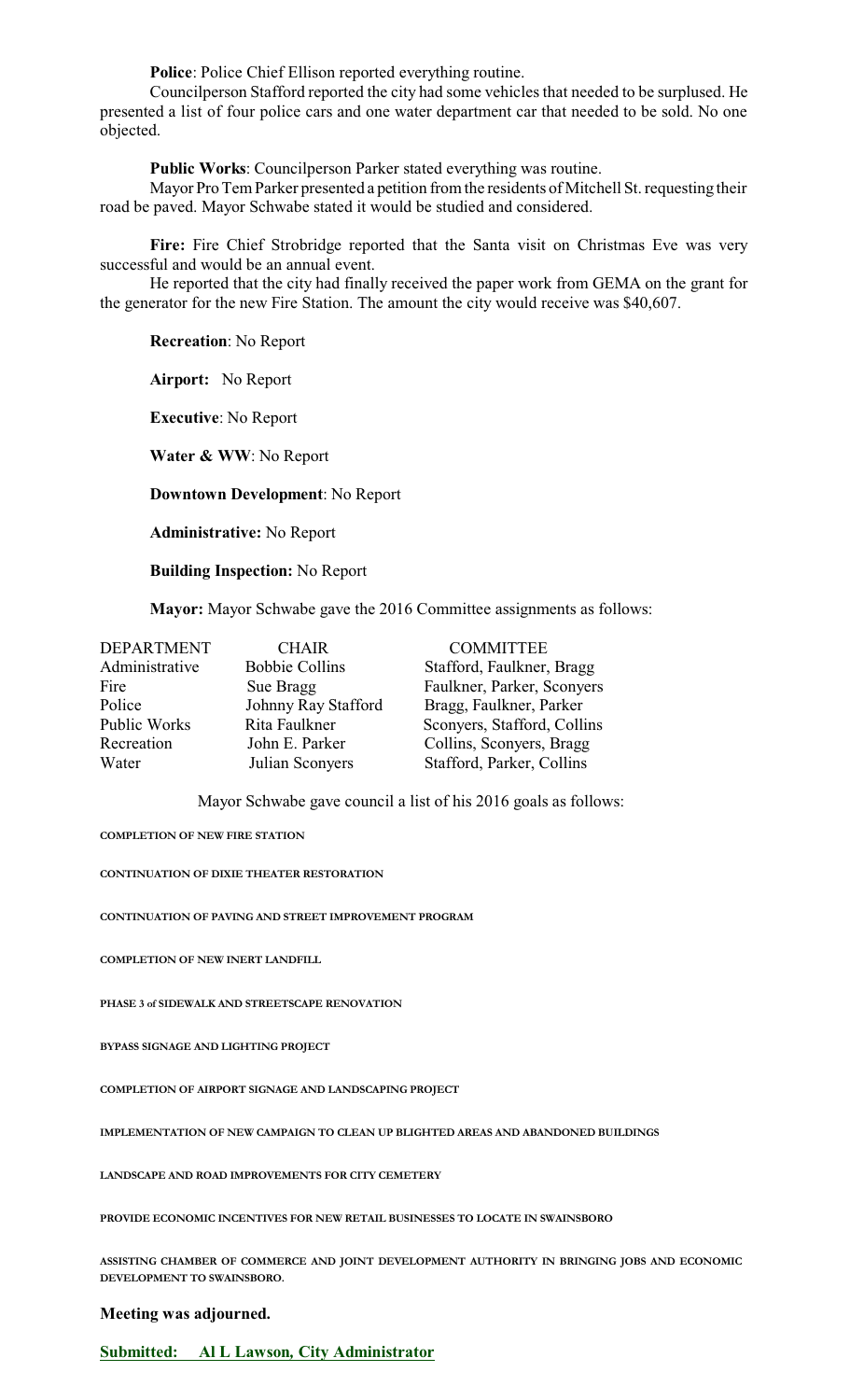**Police**: Police Chief Ellison reported everything routine.

Councilperson Stafford reported the city had some vehicles that needed to be surplused. He presented a list of four police cars and one water department car that needed to be sold. No one objected.

**Public Works**: Councilperson Parker stated everything was routine.

Mayor Pro Tem Parker presented a petition from the residents of Mitchell St. requesting their road be paved. Mayor Schwabe stated it would be studied and considered.

**Fire:** Fire Chief Strobridge reported that the Santa visit on Christmas Eve was very successful and would be an annual event.

He reported that the city had finally received the paper work from GEMA on the grant for the generator for the new Fire Station. The amount the city would receive was $40,607.

**Recreation**: No Report

**Airport:** No Report

**Executive**: No Report

**Water & WW**: No Report

**Downtown Development**: No Report

**Administrative:** No Report

**Building Inspection:** No Report

**Mayor:** Mayor Schwabe gave the 2016 Committee assignments as follows:

| DEPARTMENT | CHAIR | COMMITTEE |
|---|---|---|
| Administrative | Bobbie Collins | Stafford, Faulkner, Bragg |
| Fire | Sue Bragg | Faulkner, Parker, Sconyers |
| Police | Johnny Ray Stafford | Bragg, Faulkner, Parker |
| Public Works | Rita Faulkner | Sconyers, Stafford, Collins |
| Recreation | John E. Parker | Collins, Sconyers, Bragg |
| Water | Julian Sconyers | Stafford, Parker, Collins |

Mayor Schwabe gave council a list of his 2016 goals as follows:

COMPLETION OF NEW FIRE STATION

CONTINUATION OF DIXIE THEATER RESTORATION

CONTINUATION OF PAVING AND STREET IMPROVEMENT PROGRAM

COMPLETION OF NEW INERT LANDFILL

PHASE 3 of SIDEWALK AND STREETSCAPE RENOVATION

BYPASS SIGNAGE AND LIGHTING PROJECT

COMPLETION OF AIRPORT SIGNAGE AND LANDSCAPING PROJECT

IMPLEMENTATION OF NEW CAMPAIGN TO CLEAN UP BLIGHTED AREAS AND ABANDONED BUILDINGS

LANDSCAPE AND ROAD IMPROVEMENTS FOR CITY CEMETERY

PROVIDE ECONOMIC INCENTIVES FOR NEW RETAIL BUSINESSES TO LOCATE IN SWAINSBORO

ASSISTING CHAMBER OF COMMERCE AND JOINT DEVELOPMENT AUTHORITY IN BRINGING JOBS AND ECONOMIC DEVELOPMENT TO SWAINSBORO.

**Meeting was adjourned.**

**Submitted: Al L Lawson, City Administrator**